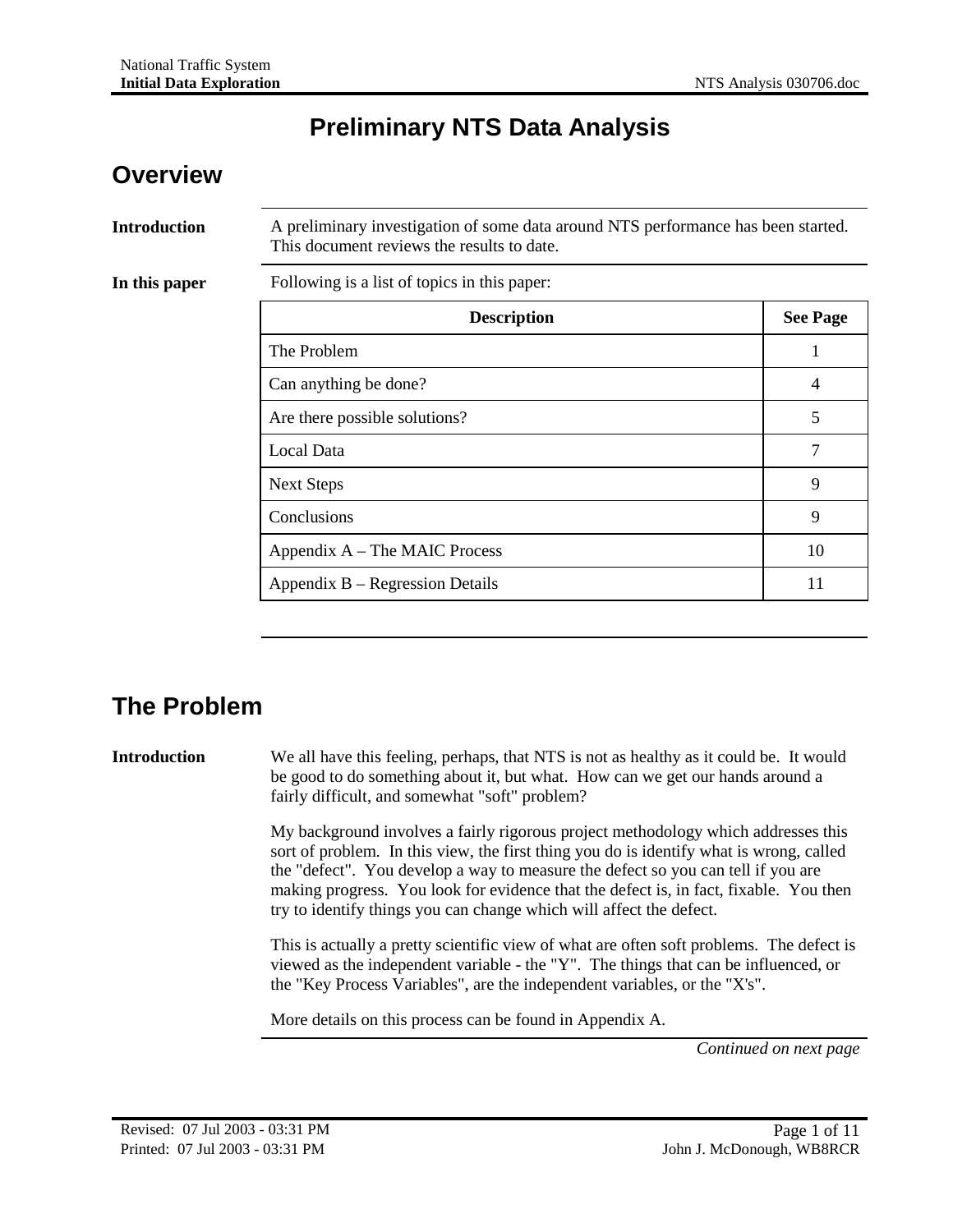# Preliminary NTS Data Analysis

## Overview

**Introduction**

A preliminary investigation of some data around NTS performance has been started. This document reviews the results to date.

**In this paper**

Following is a list of topics in this paper:

| Description | See Page |
|---|---|
| The Problem | 1 |
| Can anything be done? | 4 |
| Are there possible solutions? | 5 |
| Local Data | 7 |
| Next Steps | 9 |
| Conclusions | 9 |
| Appendix A – The MAIC Process | 10 |
| Appendix B – Regression Details | 11 |

## The Problem

**Introduction**

We all have this feeling, perhaps, that NTS is not as healthy as it could be. It would be good to do something about it, but what. How can we get our hands around a fairly difficult, and somewhat "soft" problem?

My background involves a fairly rigorous project methodology which addresses this sort of problem. In this view, the first thing you do is identify what is wrong, called the "defect". You develop a way to measure the defect so you can tell if you are making progress. You look for evidence that the defect is, in fact, fixable. You then try to identify things you can change which will affect the defect.

This is actually a pretty scientific view of what are often soft problems. The defect is viewed as the independent variable - the "Y". The things that can be influenced, or the "Key Process Variables", are the independent variables, or the "X's".

More details on this process can be found in Appendix A.

*Continued on next page*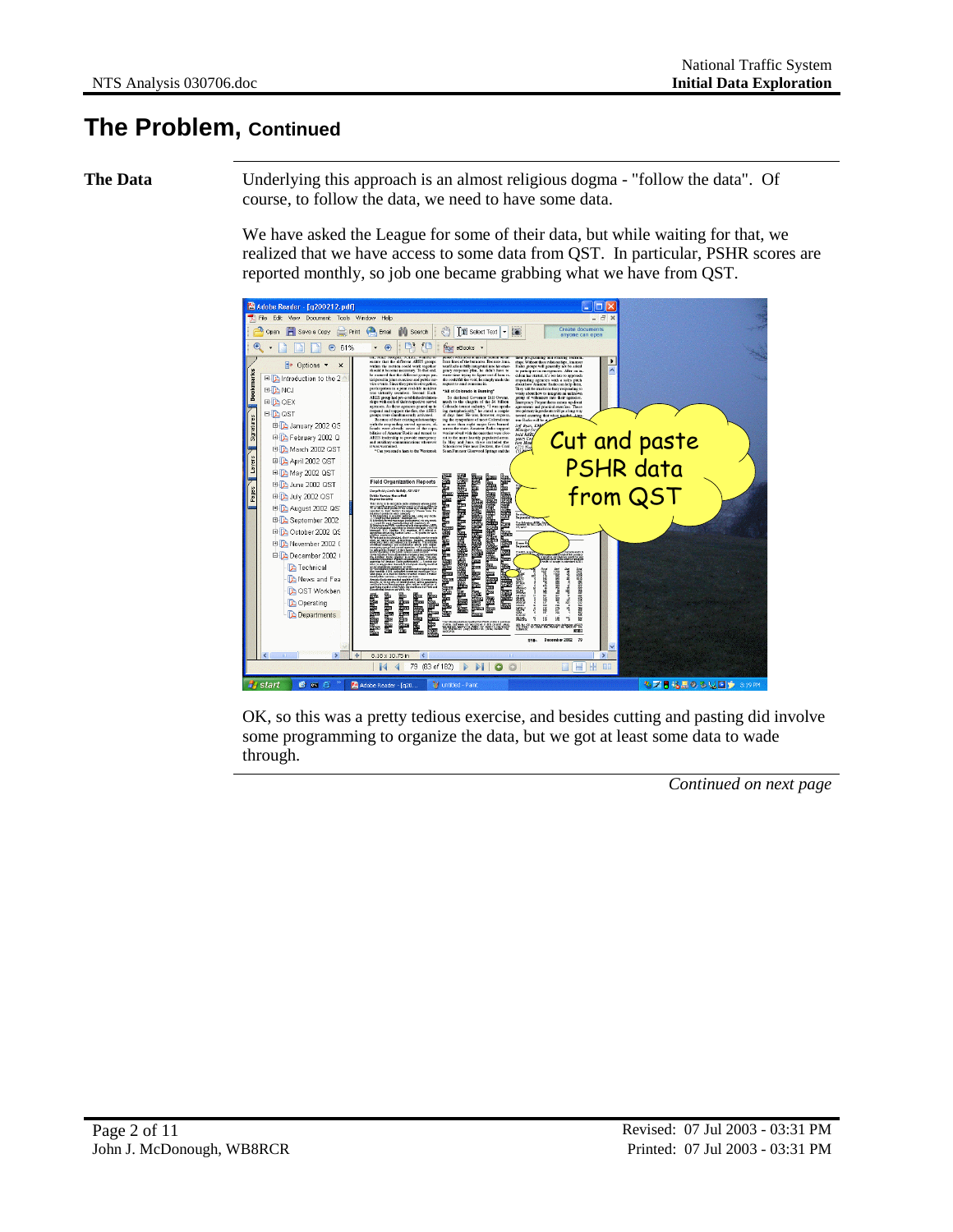# The Problem, Continued

**The Data**

Underlying this approach is an almost religious dogma - "follow the data". Of course, to follow the data, we need to have some data.

We have asked the League for some of their data, but while waiting for that, we realized that we have access to some data from QST. In particular, PSHR scores are reported monthly, so job one became grabbing what we have from QST.

OK, so this was a pretty tedious exercise, and besides cutting and pasting did involve some programming to organize the data, but we got at least some data to wade through.

*Continued on next page*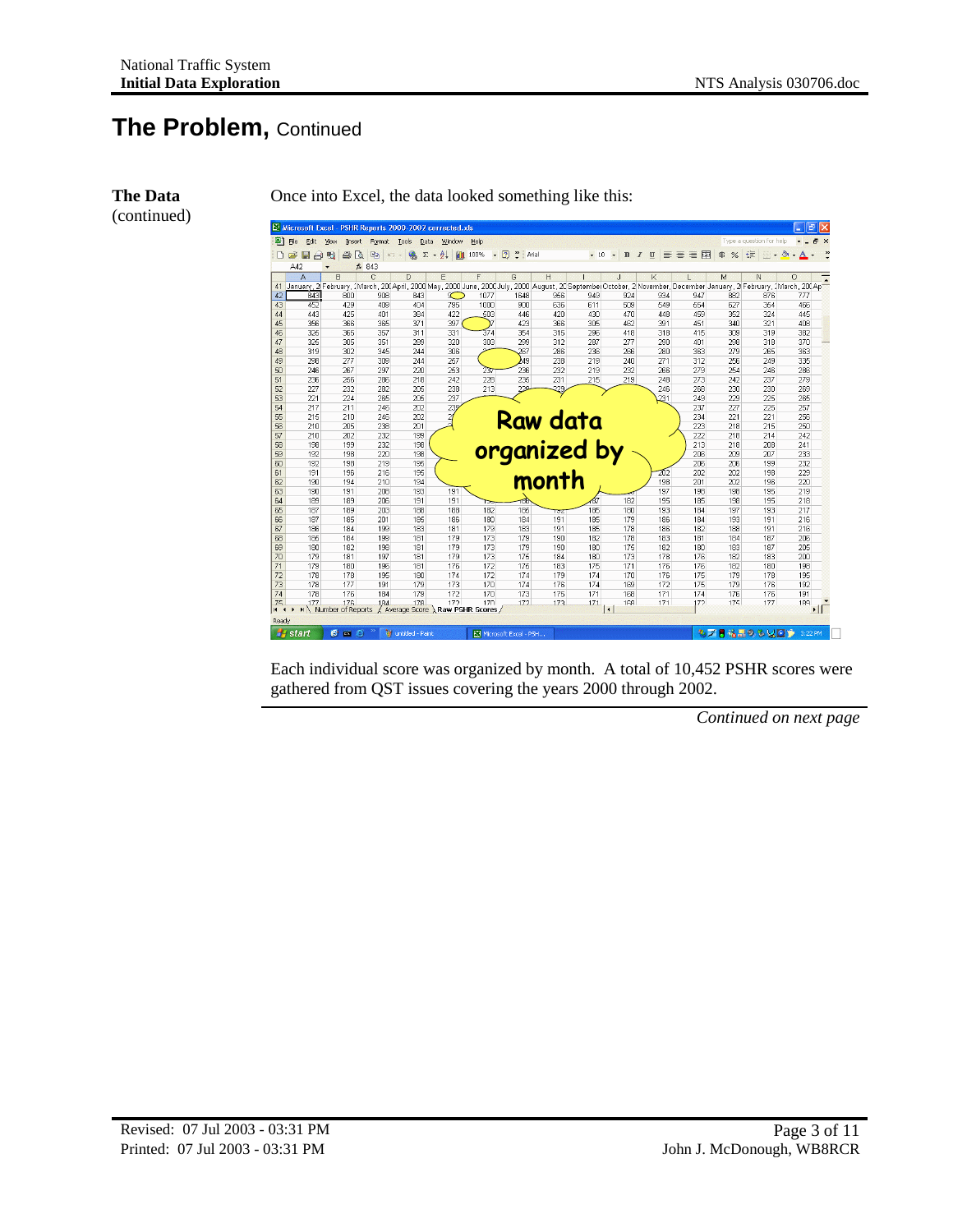# The Problem, Continued

**The Data** (continued)

Once into Excel, the data looked something like this:

Each individual score was organized by month. A total of 10,452 PSHR scores were gathered from QST issues covering the years 2000 through 2002.

*Continued on next page*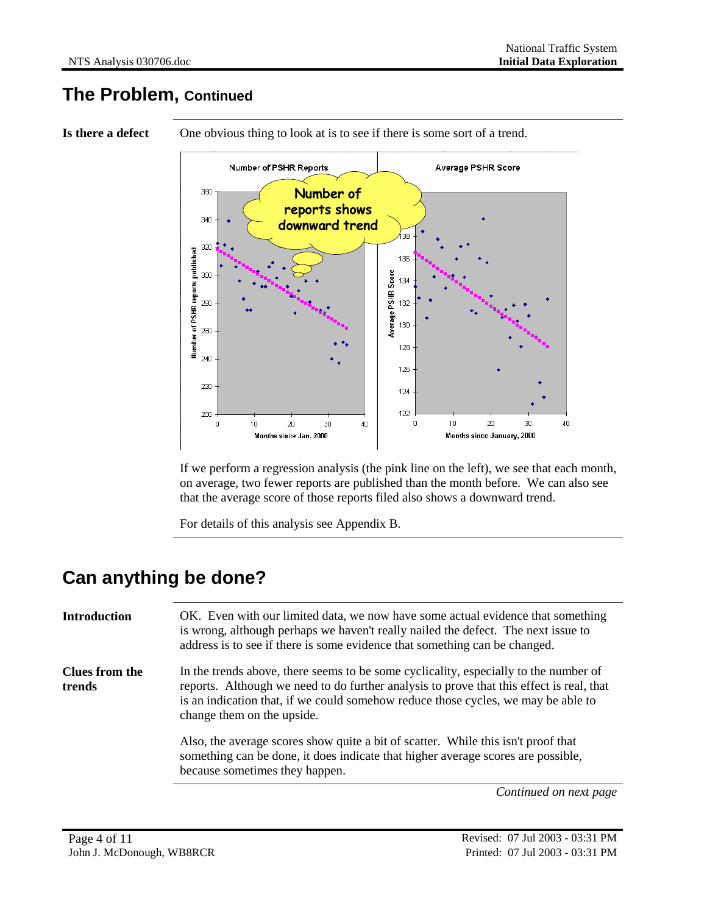## The Problem, Continued

**Is there a defect**

One obvious thing to look at is to see if there is some sort of a trend.

If we perform a regression analysis (the pink line on the left), we see that each month, on average, two fewer reports are published than the month before. We can also see that the average score of those reports filed also shows a downward trend.

For details of this analysis see Appendix B.

## Can anything be done?

**Introduction**

OK. Even with our limited data, we now have some actual evidence that something is wrong, although perhaps we haven't really nailed the defect. The next issue to address is to see if there is some evidence that something can be changed.

**Clues from the trends**

In the trends above, there seems to be some cyclicality, especially to the number of reports. Although we need to do further analysis to prove that this effect is real, that is an indication that, if we could somehow reduce those cycles, we may be able to change them on the upside.

Also, the average scores show quite a bit of scatter. While this isn't proof that something can be done, it does indicate that higher average scores are possible, because sometimes they happen.

*Continued on next page*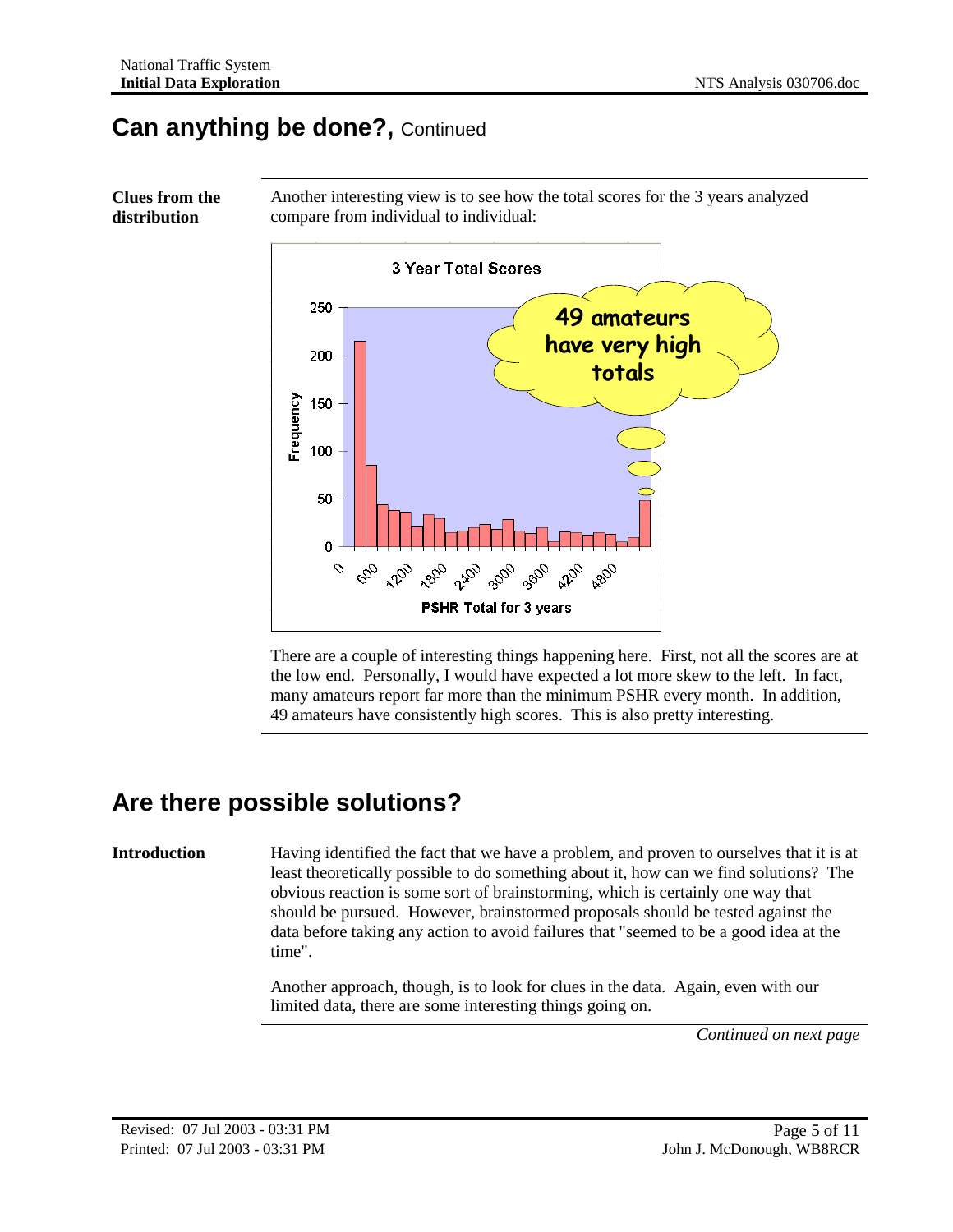## Can anything be done?, Continued

**Clues from the distribution**

Another interesting view is to see how the total scores for the 3 years analyzed compare from individual to individual:

There are a couple of interesting things happening here. First, not all the scores are at the low end. Personally, I would have expected a lot more skew to the left. In fact, many amateurs report far more than the minimum PSHR every month. In addition, 49 amateurs have consistently high scores. This is also pretty interesting.

## Are there possible solutions?

**Introduction**

Having identified the fact that we have a problem, and proven to ourselves that it is at least theoretically possible to do something about it, how can we find solutions? The obvious reaction is some sort of brainstorming, which is certainly one way that should be pursued. However, brainstormed proposals should be tested against the data before taking any action to avoid failures that "seemed to be a good idea at the time".

Another approach, though, is to look for clues in the data. Again, even with our limited data, there are some interesting things going on.

*Continued on next page*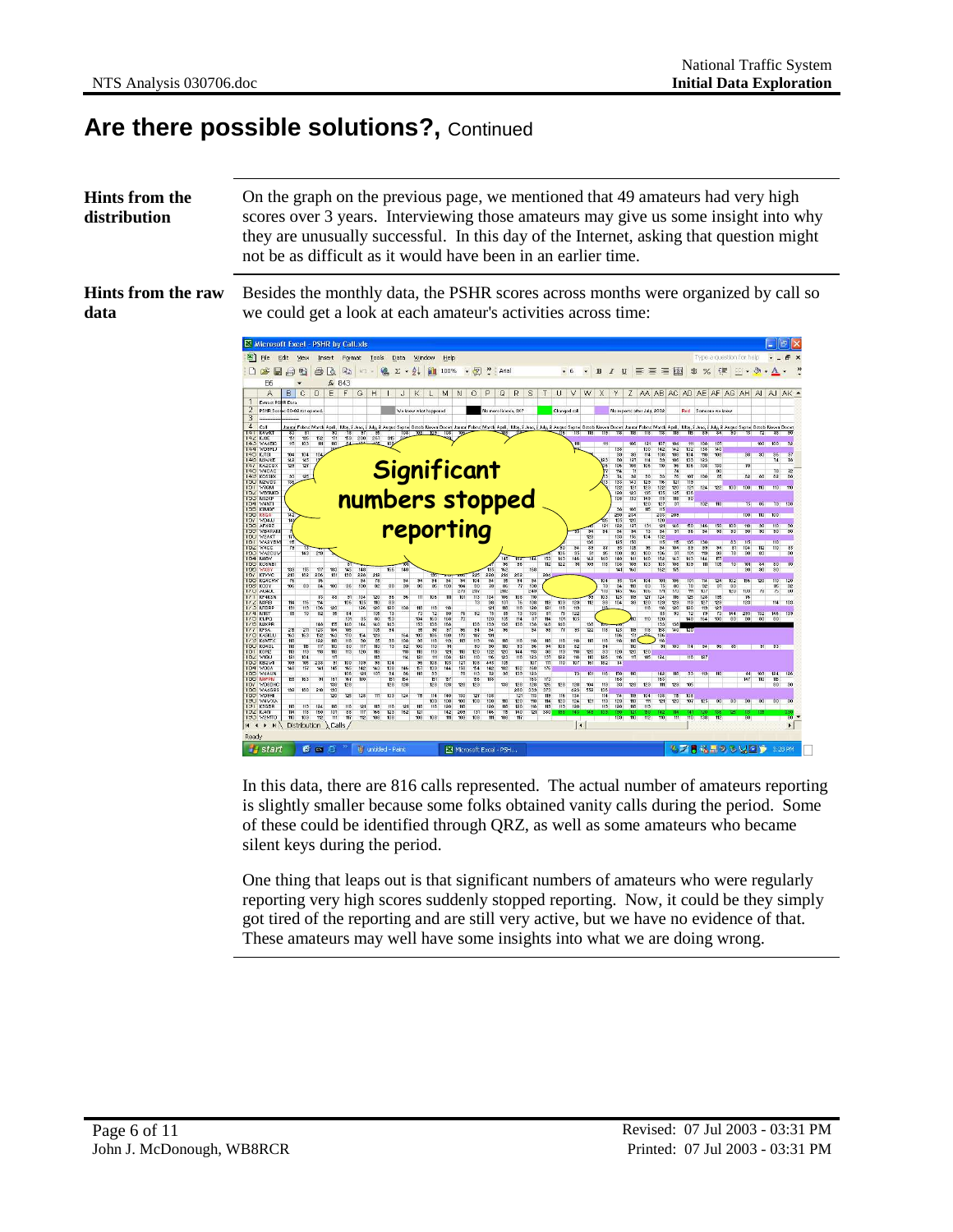# Are there possible solutions?, Continued

**Hints from the distribution**

On the graph on the previous page, we mentioned that 49 amateurs had very high scores over 3 years. Interviewing those amateurs may give us some insight into why they are unusually successful. In this day of the Internet, asking that question might not be as difficult as it would have been in an earlier time.

**Hints from the raw data**

Besides the monthly data, the PSHR scores across months were organized by call so we could get a look at each amateur's activities across time:

In this data, there are 816 calls represented. The actual number of amateurs reporting is slightly smaller because some folks obtained vanity calls during the period. Some of these could be identified through QRZ, as well as some amateurs who became silent keys during the period.

One thing that leaps out is that significant numbers of amateurs who were regularly reporting very high scores suddenly stopped reporting. Now, it could be they simply got tired of the reporting and are still very active, but we have no evidence of that. These amateurs may well have some insights into what we are doing wrong.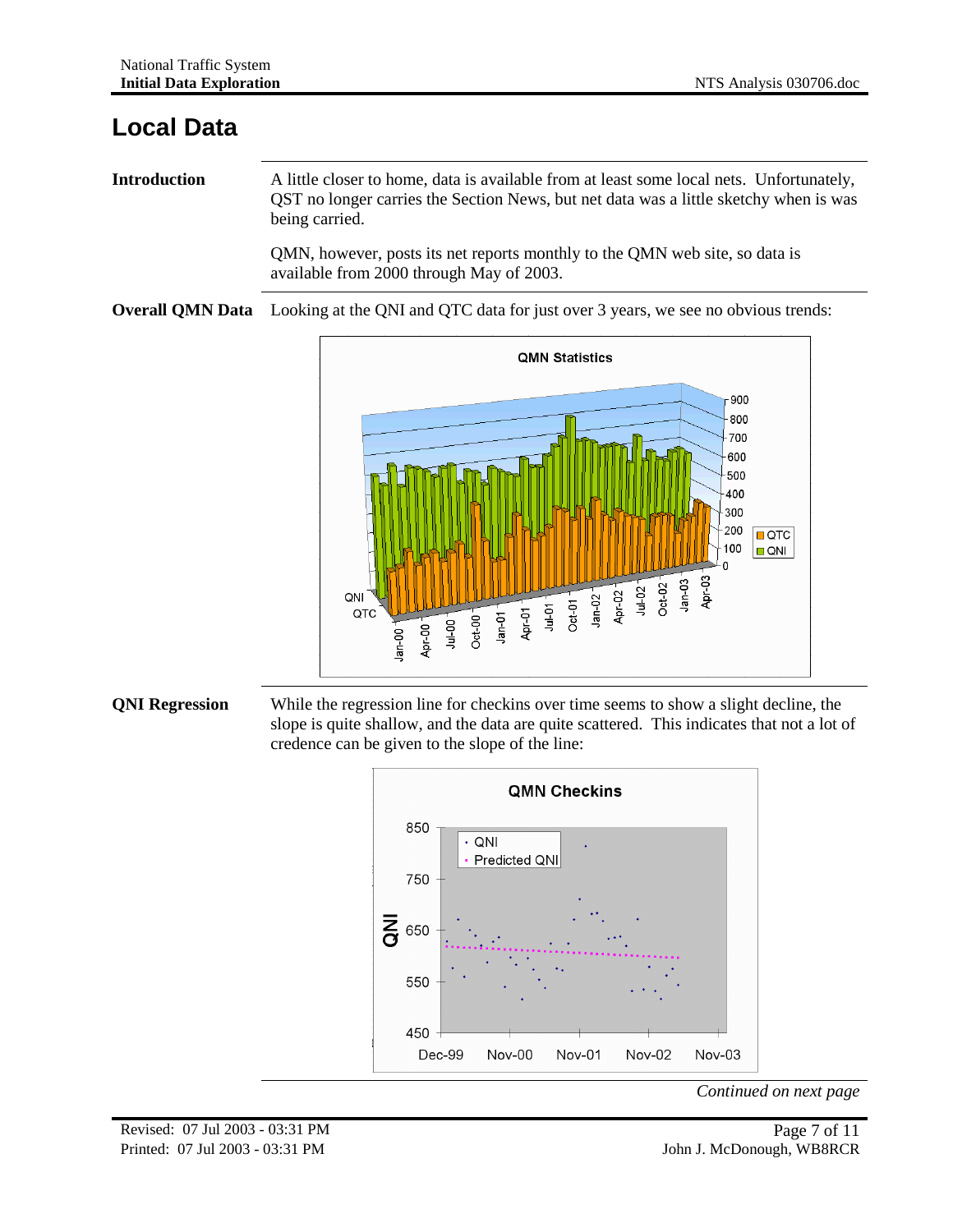# Local Data

**Introduction**

A little closer to home, data is available from at least some local nets. Unfortunately, QST no longer carries the Section News, but net data was a little sketchy when is was being carried.

QMN, however, posts its net reports monthly to the QMN web site, so data is available from 2000 through May of 2003.

**Overall QMN Data**

Looking at the QNI and QTC data for just over 3 years, we see no obvious trends:

**QNI Regression**

While the regression line for checkins over time seems to show a slight decline, the slope is quite shallow, and the data are quite scattered. This indicates that not a lot of credence can be given to the slope of the line:

*Continued on next page*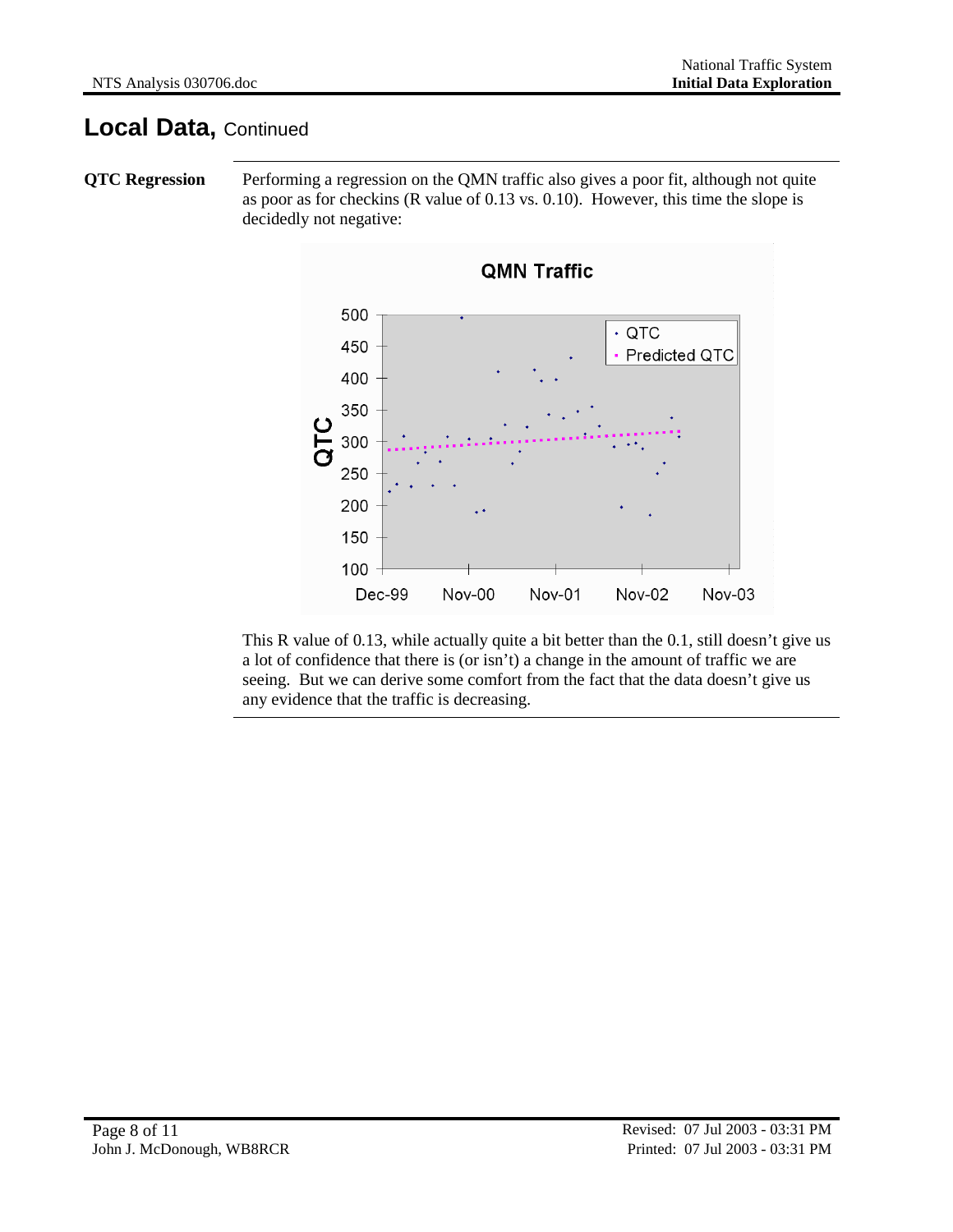# Local Data, Continued

**QTC Regression**

Performing a regression on the QMN traffic also gives a poor fit, although not quite as poor as for checkins (R value of 0.13 vs. 0.10). However, this time the slope is decidedly not negative:

This R value of 0.13, while actually quite a bit better than the 0.1, still doesn't give us a lot of confidence that there is (or isn't) a change in the amount of traffic we are seeing. But we can derive some comfort from the fact that the data doesn't give us any evidence that the traffic is decreasing.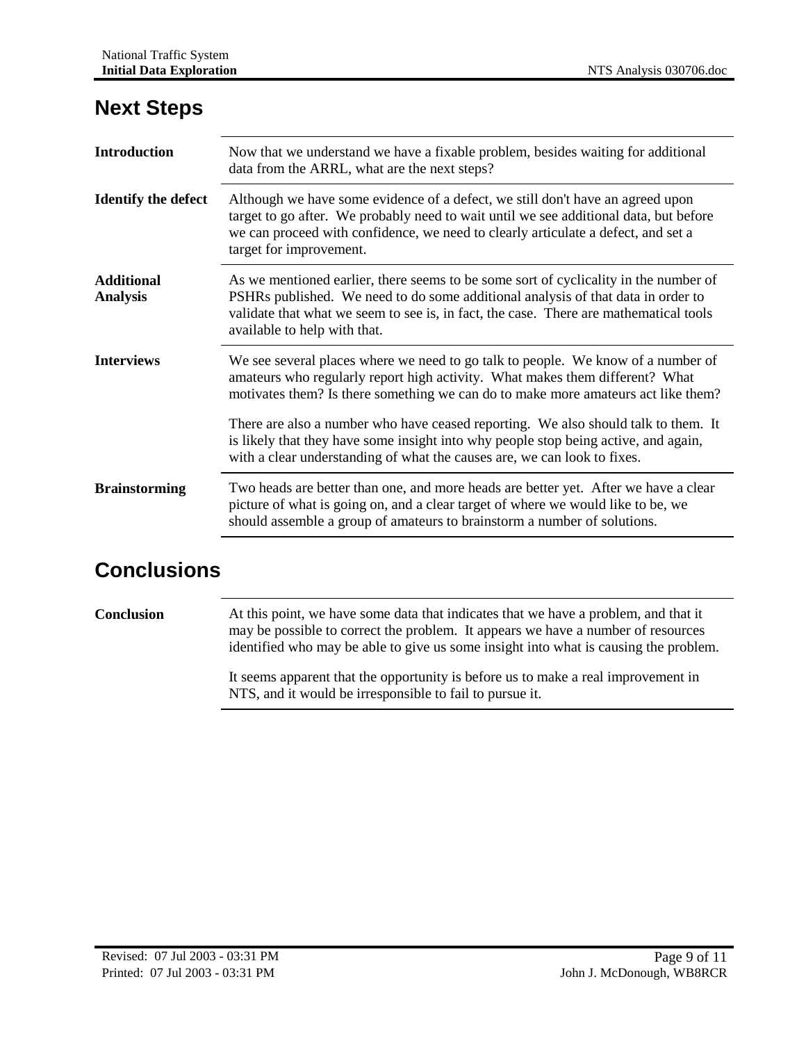## Next Steps

**Introduction**

Now that we understand we have a fixable problem, besides waiting for additional data from the ARRL, what are the next steps?

**Identify the defect**

Although we have some evidence of a defect, we still don't have an agreed upon target to go after. We probably need to wait until we see additional data, but before we can proceed with confidence, we need to clearly articulate a defect, and set a target for improvement.

**Additional Analysis**

As we mentioned earlier, there seems to be some sort of cyclicality in the number of PSHRs published. We need to do some additional analysis of that data in order to validate that what we seem to see is, in fact, the case. There are mathematical tools available to help with that.

**Interviews**

We see several places where we need to go talk to people. We know of a number of amateurs who regularly report high activity. What makes them different? What motivates them? Is there something we can do to make more amateurs act like them?

There are also a number who have ceased reporting. We also should talk to them. It is likely that they have some insight into why people stop being active, and again, with a clear understanding of what the causes are, we can look to fixes.

**Brainstorming**

Two heads are better than one, and more heads are better yet. After we have a clear picture of what is going on, and a clear target of where we would like to be, we should assemble a group of amateurs to brainstorm a number of solutions.

## Conclusions

**Conclusion**

At this point, we have some data that indicates that we have a problem, and that it may be possible to correct the problem. It appears we have a number of resources identified who may be able to give us some insight into what is causing the problem.

It seems apparent that the opportunity is before us to make a real improvement in NTS, and it would be irresponsible to fail to pursue it.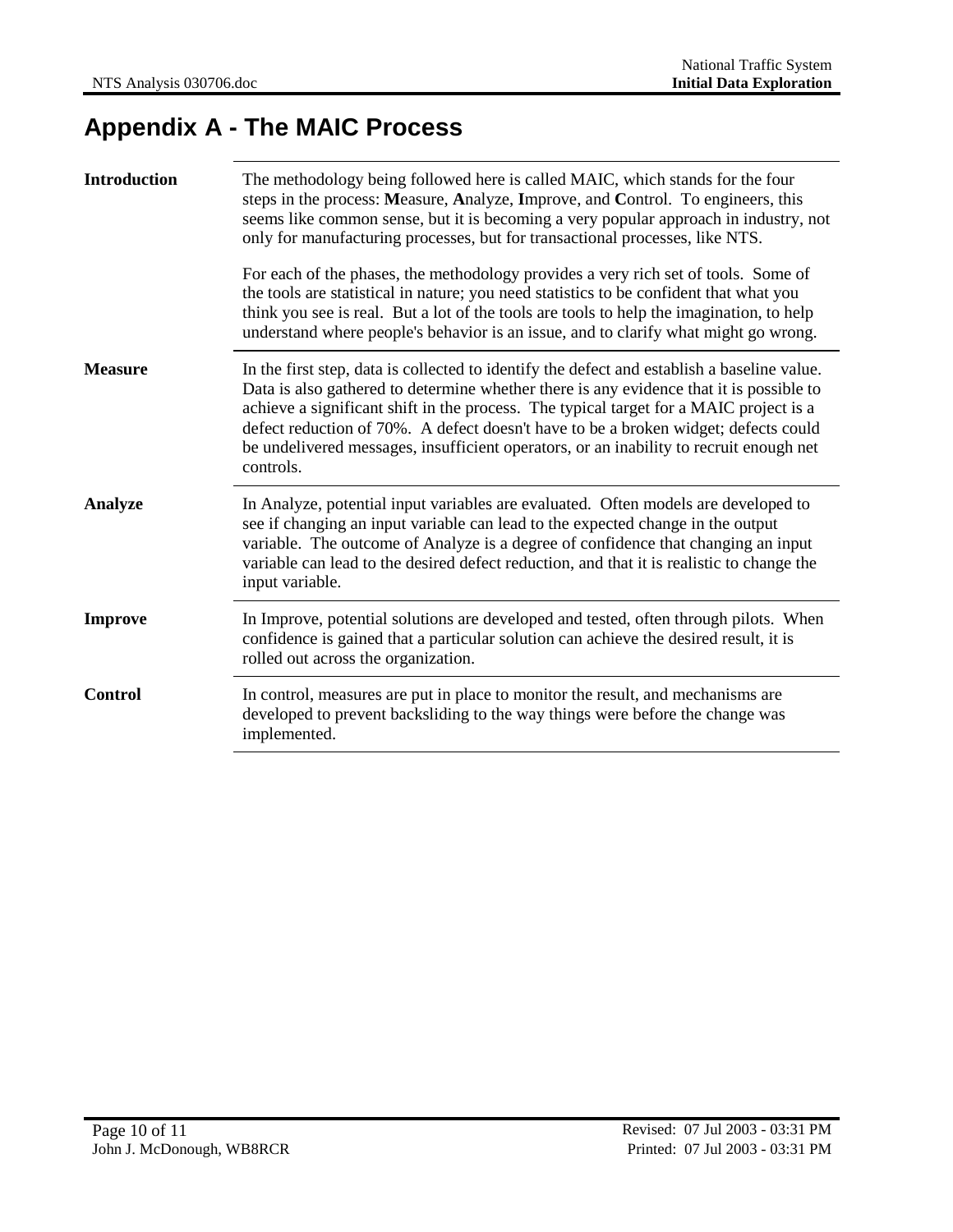# Appendix A - The MAIC Process

**Introduction**

The methodology being followed here is called MAIC, which stands for the four steps in the process: **M**easure, **A**nalyze, **I**mprove, and **C**ontrol. To engineers, this seems like common sense, but it is becoming a very popular approach in industry, not only for manufacturing processes, but for transactional processes, like NTS.

For each of the phases, the methodology provides a very rich set of tools. Some of the tools are statistical in nature; you need statistics to be confident that what you think you see is real. But a lot of the tools are tools to help the imagination, to help understand where people's behavior is an issue, and to clarify what might go wrong.

**Measure**

In the first step, data is collected to identify the defect and establish a baseline value. Data is also gathered to determine whether there is any evidence that it is possible to achieve a significant shift in the process. The typical target for a MAIC project is a defect reduction of 70%. A defect doesn't have to be a broken widget; defects could be undelivered messages, insufficient operators, or an inability to recruit enough net controls.

**Analyze**

In Analyze, potential input variables are evaluated. Often models are developed to see if changing an input variable can lead to the expected change in the output variable. The outcome of Analyze is a degree of confidence that changing an input variable can lead to the desired defect reduction, and that it is realistic to change the input variable.

**Improve**

In Improve, potential solutions are developed and tested, often through pilots. When confidence is gained that a particular solution can achieve the desired result, it is rolled out across the organization.

**Control**

In control, measures are put in place to monitor the result, and mechanisms are developed to prevent backsliding to the way things were before the change was implemented.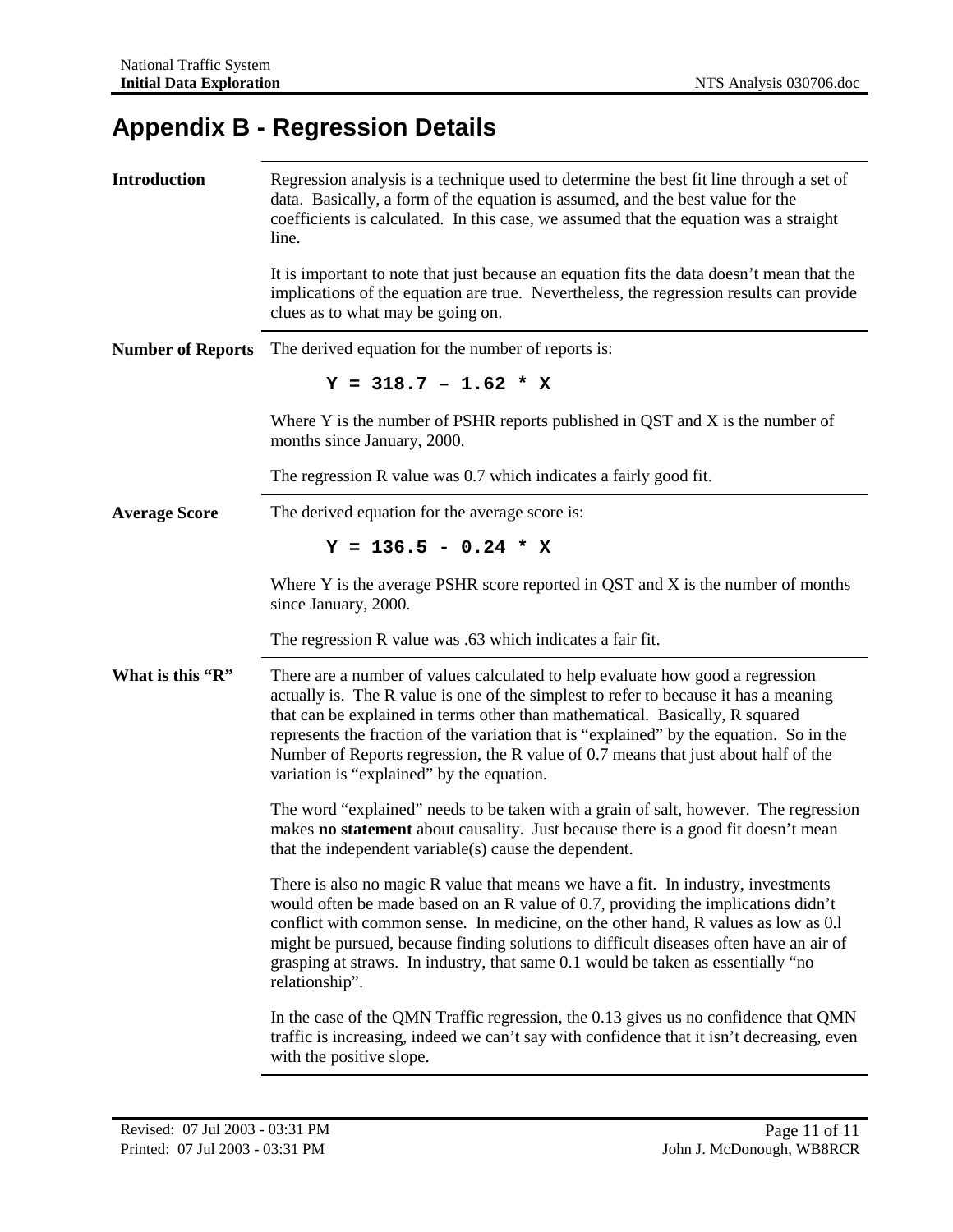# Appendix B - Regression Details

**Introduction**

Regression analysis is a technique used to determine the best fit line through a set of data. Basically, a form of the equation is assumed, and the best value for the coefficients is calculated. In this case, we assumed that the equation was a straight line.

It is important to note that just because an equation fits the data doesn't mean that the implications of the equation are true. Nevertheless, the regression results can provide clues as to what may be going on.

**Number of Reports**

The derived equation for the number of reports is:

$$Y = 318.7 - 1.62 * X$$

Where Y is the number of PSHR reports published in QST and X is the number of months since January, 2000.

The regression R value was 0.7 which indicates a fairly good fit.

**Average Score**

The derived equation for the average score is:

$$Y = 136.5 - 0.24 * X$$

Where Y is the average PSHR score reported in QST and X is the number of months since January, 2000.

The regression R value was .63 which indicates a fair fit.

**What is this "R"**

There are a number of values calculated to help evaluate how good a regression actually is. The R value is one of the simplest to refer to because it has a meaning that can be explained in terms other than mathematical. Basically, R squared represents the fraction of the variation that is "explained" by the equation. So in the Number of Reports regression, the R value of 0.7 means that just about half of the variation is "explained" by the equation.

The word "explained" needs to be taken with a grain of salt, however. The regression makes **no statement** about causality. Just because there is a good fit doesn't mean that the independent variable(s) cause the dependent.

There is also no magic R value that means we have a fit. In industry, investments would often be made based on an R value of 0.7, providing the implications didn't conflict with common sense. In medicine, on the other hand, R values as low as 0.l might be pursued, because finding solutions to difficult diseases often have an air of grasping at straws. In industry, that same 0.1 would be taken as essentially "no relationship".

In the case of the QMN Traffic regression, the 0.13 gives us no confidence that QMN traffic is increasing, indeed we can't say with confidence that it isn't decreasing, even with the positive slope.